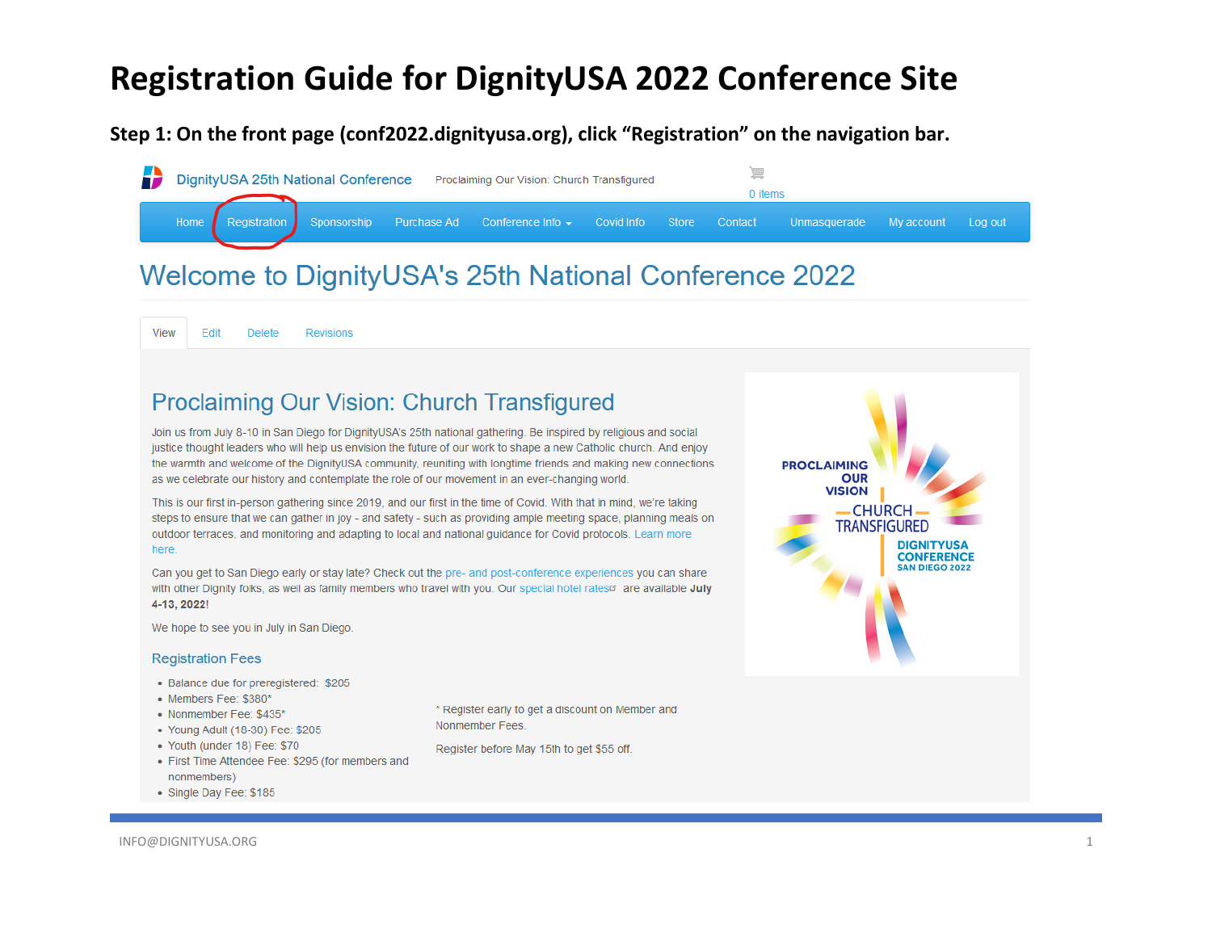# Registration Guide for DignityUSA 2022 Conference Site

**Step 1: On the front page (conf2022.dignityusa.org), click "Registration" on the navigation bar.**

DignityUSA 25th National Conference    Proclaiming Our Vision: Church Transfigured    0 items

Home | Registration | Sponsorship | Purchase Ad | Conference Info | Covid Info | Store | Contact | Unmasquerade | My account | Log out

## Welcome to DignityUSA's 25th National Conference 2022

View | Edit | Delete | Revisions

### Proclaiming Our Vision: Church Transfigured

Join us from July 8-10 in San Diego for DignityUSA's 25th national gathering. Be inspired by religious and social justice thought leaders who will help us envision the future of our work to shape a new Catholic church. And enjoy the warmth and welcome of the DignityUSA community, reuniting with longtime friends and making new connections as we celebrate our history and contemplate the role of our movement in an ever-changing world.

This is our first in-person gathering since 2019, and our first in the time of Covid. With that in mind, we're taking steps to ensure that we can gather in joy - and safety - such as providing ample meeting space, planning meals on outdoor terraces, and monitoring and adapting to local and national guidance for Covid protocols. Learn more here.

Can you get to San Diego early or stay late? Check out the pre- and post-conference experiences you can share with other Dignity folks, as well as family members who travel with you. Our special hotel rates are available **July 4-13, 2022**!

We hope to see you in July in San Diego.

PROCLAIMING OUR VISION — CHURCH TRANSFIGURED — DIGNITYUSA CONFERENCE SAN DIEGO 2022

#### Registration Fees

- Balance due for preregistered: $205
- Members Fee: $380*
- Nonmember Fee: $435*
- Young Adult (18-30) Fee: $205
- Youth (under 18) Fee: $70
- First Time Attendee Fee: $295 (for members and nonmembers)
- Single Day Fee: $185

* Register early to get a discount on Member and Nonmember Fees.

Register before May 15th to get $55 off.

INFO@DIGNITYUSA.ORG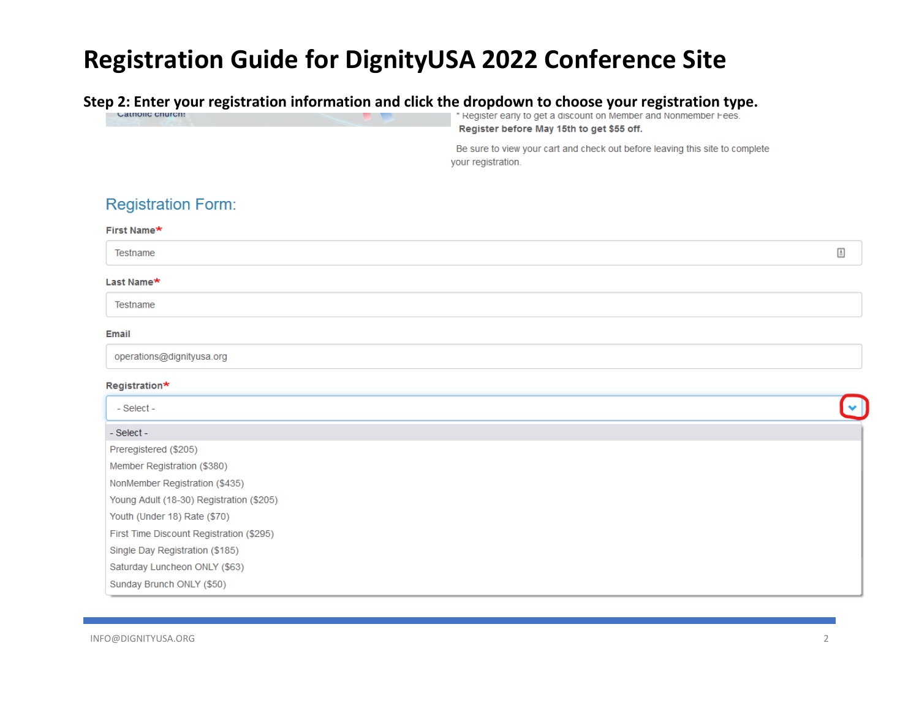# Registration Guide for DignityUSA 2022 Conference Site

**Step 2: Enter your registration information and click the dropdown to choose your registration type.**

Catholic church!

* Register early to get a discount on Member and Nonmember Fees.

**Register before May 15th to get $55 off.**

Be sure to view your cart and check out before leaving this site to complete your registration.

## Registration Form:

**First Name***

Testname

**Last Name***

Testname

**Email**

operations@dignityusa.org

**Registration***

- Select -

- Select -
- Preregistered ($205)
- Member Registration ($380)
- NonMember Registration ($435)
- Young Adult (18-30) Registration ($205)
- Youth (Under 18) Rate ($70)
- First Time Discount Registration ($295)
- Single Day Registration ($185)
- Saturday Luncheon ONLY ($63)
- Sunday Brunch ONLY ($50)

INFO@DIGNITYUSA.ORG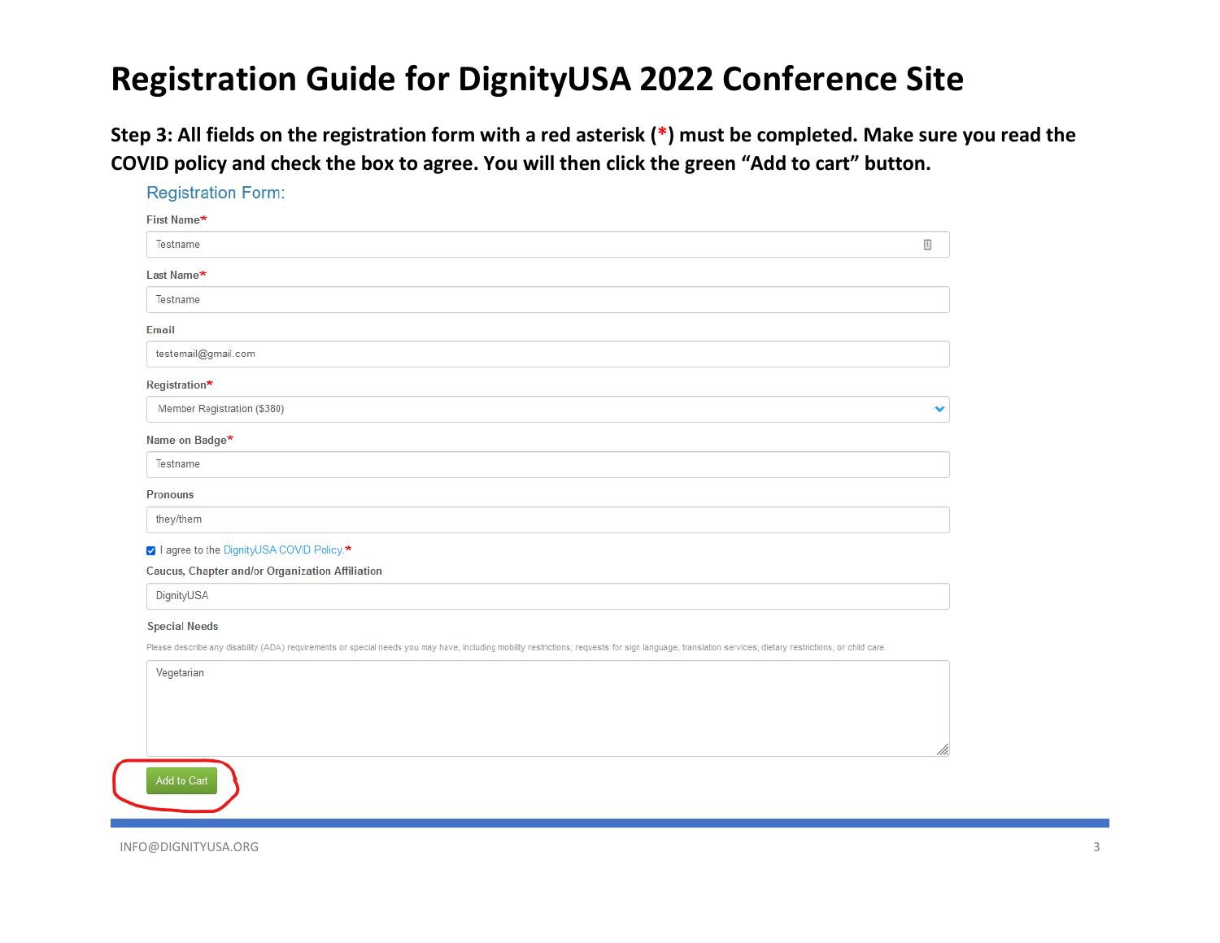# Registration Guide for DignityUSA 2022 Conference Site

**Step 3: All fields on the registration form with a red asterisk (*) must be completed. Make sure you read the COVID policy and check the box to agree. You will then click the green "Add to cart" button.**

Registration Form:

First Name*

Testname

Last Name*

Testname

Email

testemail@gmail.com

Registration*

Member Registration ($380)

Name on Badge*

Testname

Pronouns

they/them

☑ I agree to the DignityUSA COVID Policy.*

Caucus, Chapter and/or Organization Affiliation

DignityUSA

Special Needs

Please describe any disability (ADA) requirements or special needs you may have, including mobility restrictions, requests for sign language, translation services, dietary restrictions, or child care.

Vegetarian

Add to Cart

INFO@DIGNITYUSA.ORG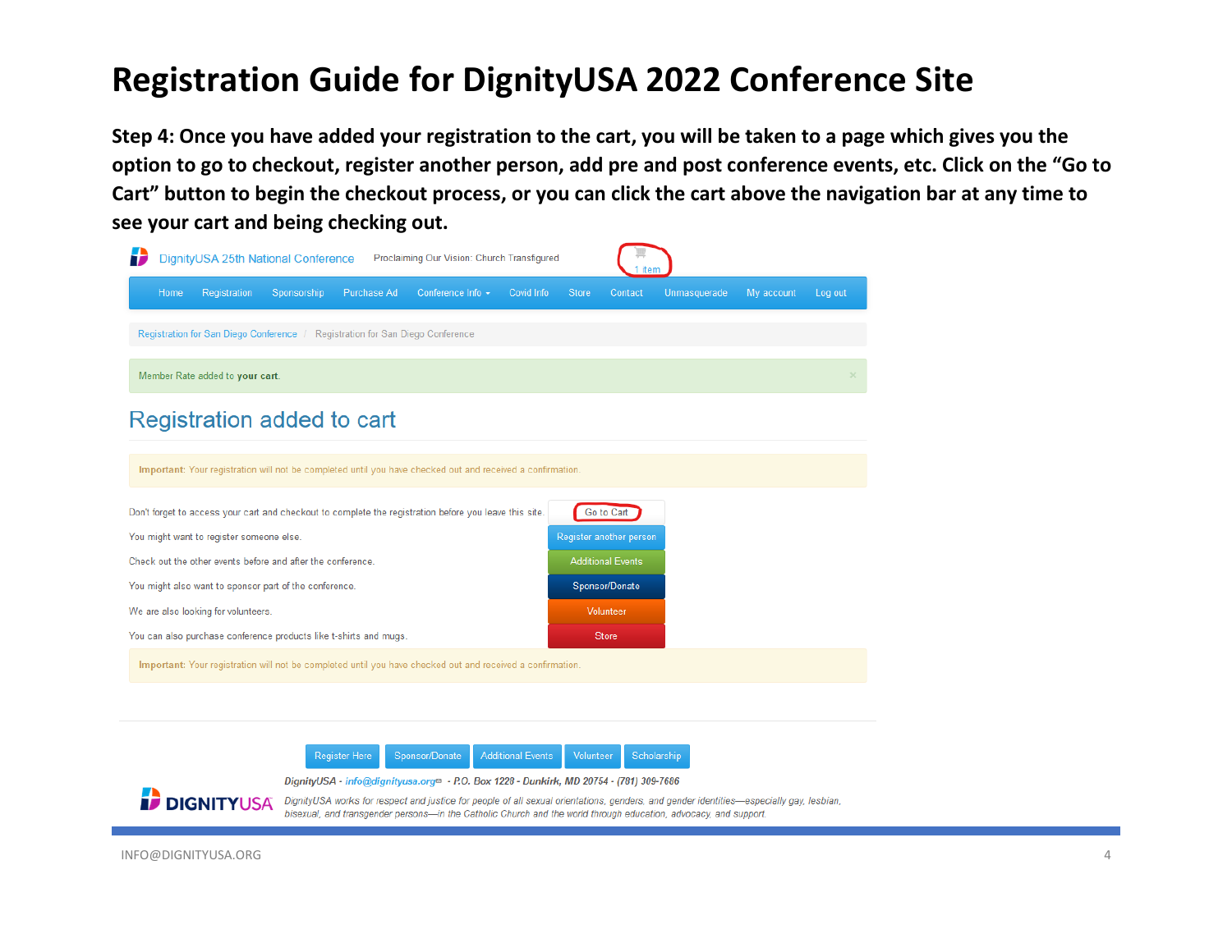# Registration Guide for DignityUSA 2022 Conference Site

**Step 4: Once you have added your registration to the cart, you will be taken to a page which gives you the option to go to checkout, register another person, add pre and post conference events, etc. Click on the "Go to Cart" button to begin the checkout process, or you can click the cart above the navigation bar at any time to see your cart and being checking out.**

DignityUSA 25th National Conference   Proclaiming Our Vision: Church Transfigured   1 item

Home | Registration | Sponsorship | Purchase Ad | Conference Info | Covid Info | Store | Contact | Unmasquerade | My account | Log out

Registration for San Diego Conference / Registration for San Diego Conference

Member Rate added to **your cart**.

## Registration added to cart

**Important:** Your registration will not be completed until you have checked out and received a confirmation.

| | |
|---|---|
| Don't forget to access your cart and checkout to complete the registration before you leave this site. | Go to Cart |
| You might want to register someone else. | Register another person |
| Check out the other events before and after the conference. | Additional Events |
| You might also want to sponsor part of the conference. | Sponsor/Donate |
| We are also looking for volunteers. | Volunteer |
| You can also purchase conference products like t-shirts and mugs. | Store |

**Important:** Your registration will not be completed until you have checked out and received a confirmation.

Register Here | Sponsor/Donate | Additional Events | Volunteer | Scholarship

*DignityUSA - info@dignityusa.org - P.O. Box 1228 - Dunkirk, MD 20754 - (781) 309-7686*

DIGNITYUSA

*DignityUSA works for respect and justice for people of all sexual orientations, genders, and gender identities—especially gay, lesbian, bisexual, and transgender persons—in the Catholic Church and the world through education, advocacy, and support.*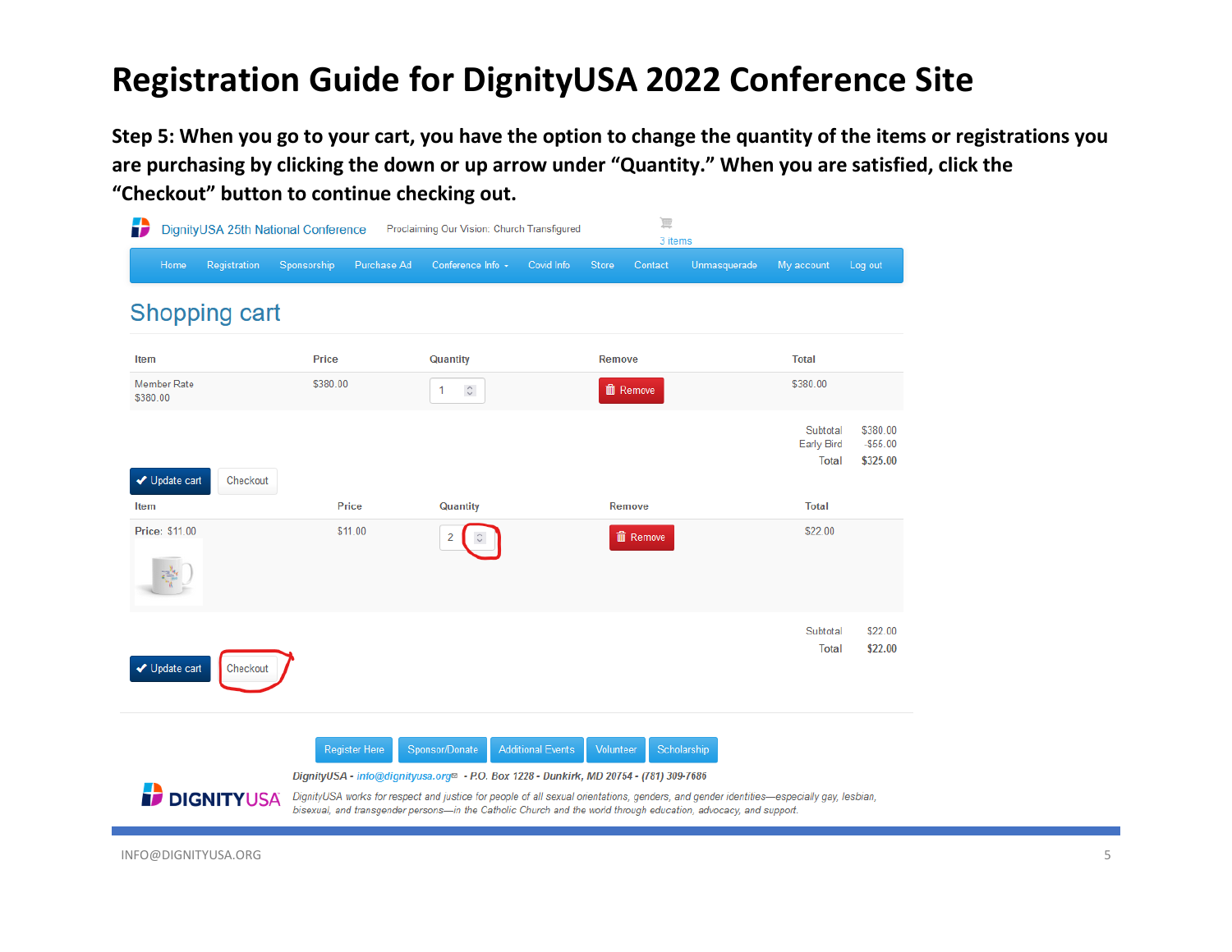# Registration Guide for DignityUSA 2022 Conference Site

**Step 5: When you go to your cart, you have the option to change the quantity of the items or registrations you are purchasing by clicking the down or up arrow under "Quantity." When you are satisfied, click the "Checkout" button to continue checking out.**

DignityUSA 25th National Conference — Proclaiming Our Vision: Church Transfigured — 3 items

Home | Registration | Sponsorship | Purchase Ad | Conference Info | Covid Info | Store | Contact | Unmasquerade | My account | Log out

## Shopping cart

| Item | Price | Quantity | Remove | Total |
|---|---|---|---|---|
| Member Rate $380.00 | $380.00 | 1 | Remove | $380.00 |

Subtotal $380.00
Early Bird -$55.00
Total **$325.00**

Update cart | Checkout

| Item | Price | Quantity | Remove | Total |
|---|---|---|---|---|
| Price: $11.00 | $11.00 | 2 | Remove | $22.00 |

Subtotal $22.00
Total **$22.00**

Update cart | Checkout

Register Here | Sponsor/Donate | Additional Events | Volunteer | Scholarship

*DignityUSA - info@dignityusa.org - P.O. Box 1228 - Dunkirk, MD 20754 - (781) 309-7686*

DIGNITYUSA

*DignityUSA works for respect and justice for people of all sexual orientations, genders, and gender identities—especially gay, lesbian, bisexual, and transgender persons—in the Catholic Church and the world through education, advocacy, and support.*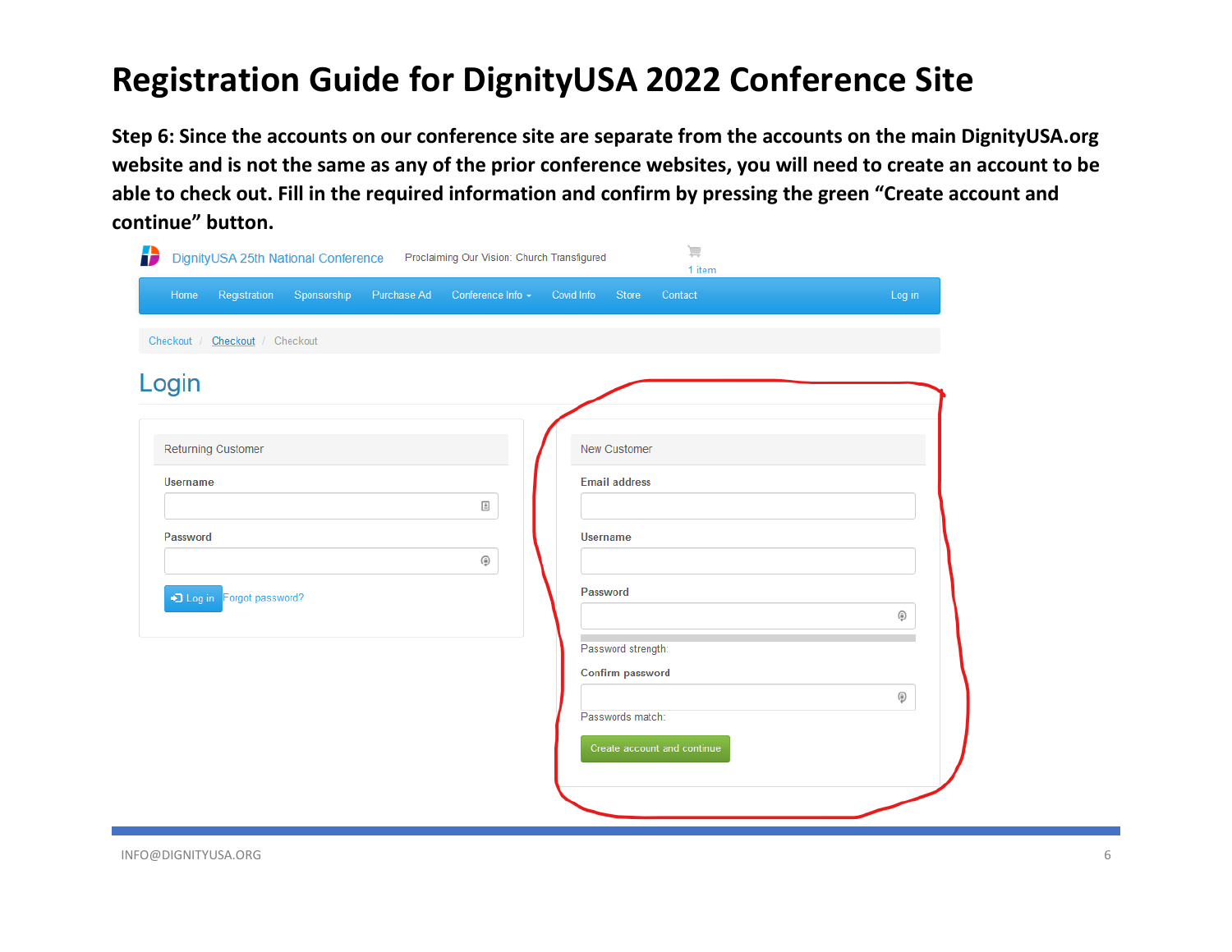# Registration Guide for DignityUSA 2022 Conference Site

**Step 6: Since the accounts on our conference site are separate from the accounts on the main DignityUSA.org website and is not the same as any of the prior conference websites, you will need to create an account to be able to check out. Fill in the required information and confirm by pressing the green "Create account and continue" button.**

DignityUSA 25th National Conference — Proclaiming Our Vision: Church Transfigured

1 item

Home | Registration | Sponsorship | Purchase Ad | Conference Info | Covid Info | Store | Contact | Log in

Checkout / Checkout / Checkout

## Login

**Returning Customer**

Username

Password

Log in | Forgot password?

**New Customer**

Email address

Username

Password

Password strength:

Confirm password

Passwords match:

Create account and continue

INFO@DIGNITYUSA.ORG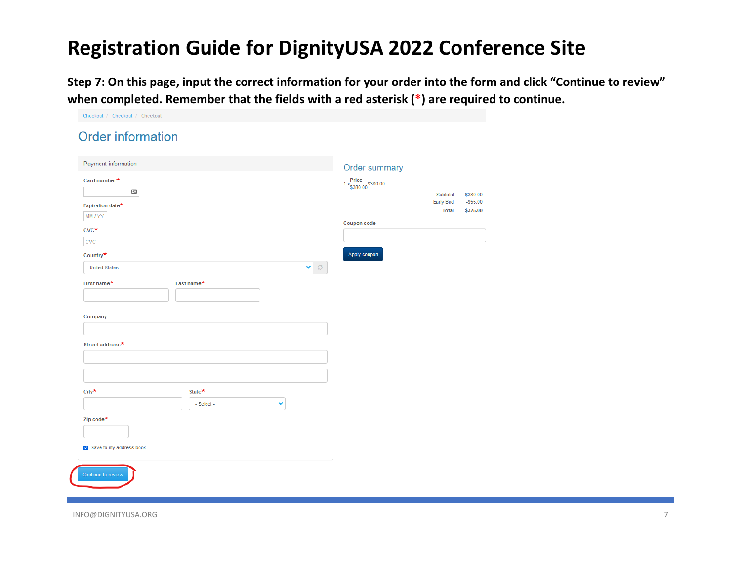# Registration Guide for DignityUSA 2022 Conference Site

**Step 7: On this page, input the correct information for your order into the form and click "Continue to review" when completed. Remember that the fields with a red asterisk (*) are required to continue.**

Checkout / Checkout / Checkout

## Order information

Payment information

Card number*

Expiration date*

MM / YY

CVC*

CVC

Country*

United States

First name*

Last name*

Company

Street address*

City*

State*

- Select -

Zip code*

Save to my address book.

Continue to review

### Order summary

1 x Price $380.00 $380.00

| | |
|---|---|
| Subtotal | $380.00 |
| Early Bird | -$55.00 |
| Total | $325.00 |

Coupon code

Apply coupon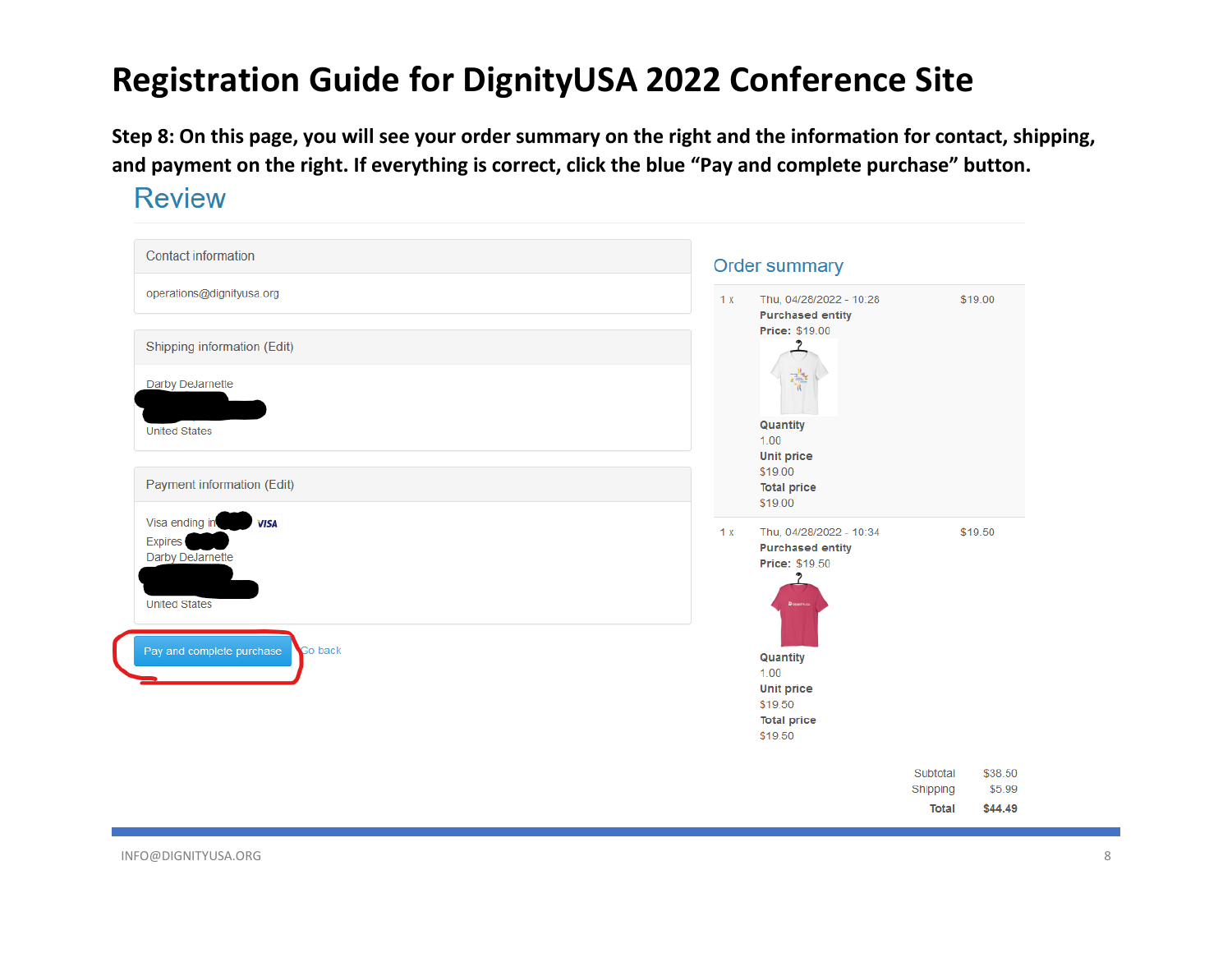# Registration Guide for DignityUSA 2022 Conference Site

**Step 8: On this page, you will see your order summary on the right and the information for contact, shipping, and payment on the right. If everything is correct, click the blue "Pay and complete purchase" button.**

## Review

**Contact information**

operations@dignityusa.org

**Shipping information (Edit)**

Darby DeJarnette

United States

**Payment information (Edit)**

Visa ending in VISA

Expires

Darby DeJarnette

United States

Pay and complete purchase | Go back

### Order summary

1 x | Thu, 04/28/2022 - 10:28 | $19.00

**Purchased entity**

**Price:** $19.00

**Quantity**
1.00

**Unit price**
$19.00

**Total price**
$19.00

1 x | Thu, 04/28/2022 - 10:34 | $19.50

**Purchased entity**

**Price:** $19.50

**Quantity**
1.00

**Unit price**
$19.50

**Total price**
$19.50

| | |
|---|---|
| Subtotal | $38.50 |
| Shipping | $5.99 |
| **Total** | **$44.49** |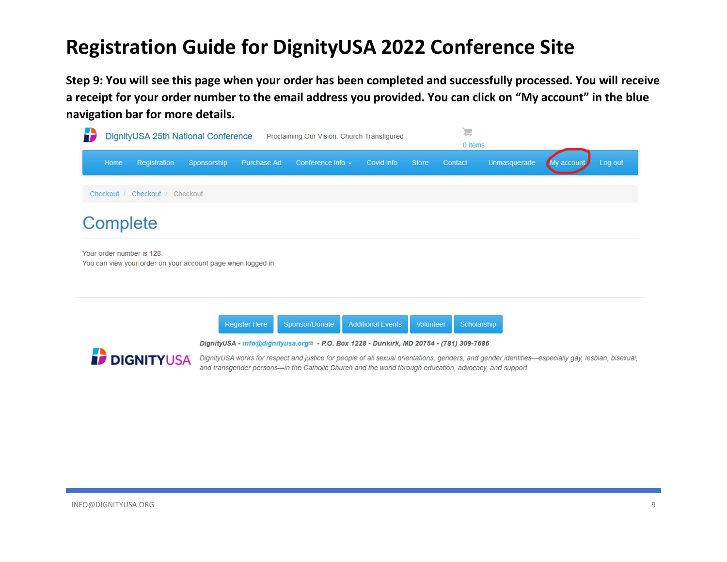# Registration Guide for DignityUSA 2022 Conference Site

**Step 9: You will see this page when your order has been completed and successfully processed. You will receive a receipt for your order number to the email address you provided. You can click on "My account" in the blue navigation bar for more details.**

DignityUSA 25th National Conference    Proclaiming Our Vision: Church Transfigured    0 items

Home | Registration | Sponsorship | Purchase Ad | Conference Info | Covid Info | Store | Contact | Unmasquerade | My account | Log out

Checkout / Checkout / Checkout

## Complete

Your order number is 128.
You can view your order on your account page when logged in.

Register Here | Sponsor/Donate | Additional Events | Volunteer | Scholarship

DIGNITYUSA

***DignityUSA - info@dignityusa.org - P.O. Box 1228 - Dunkirk, MD 20754 - (781) 309-7686***

*DignityUSA works for respect and justice for people of all sexual orientations, genders, and gender identities—especially gay, lesbian, bisexual, and transgender persons—in the Catholic Church and the world through education, advocacy, and support.*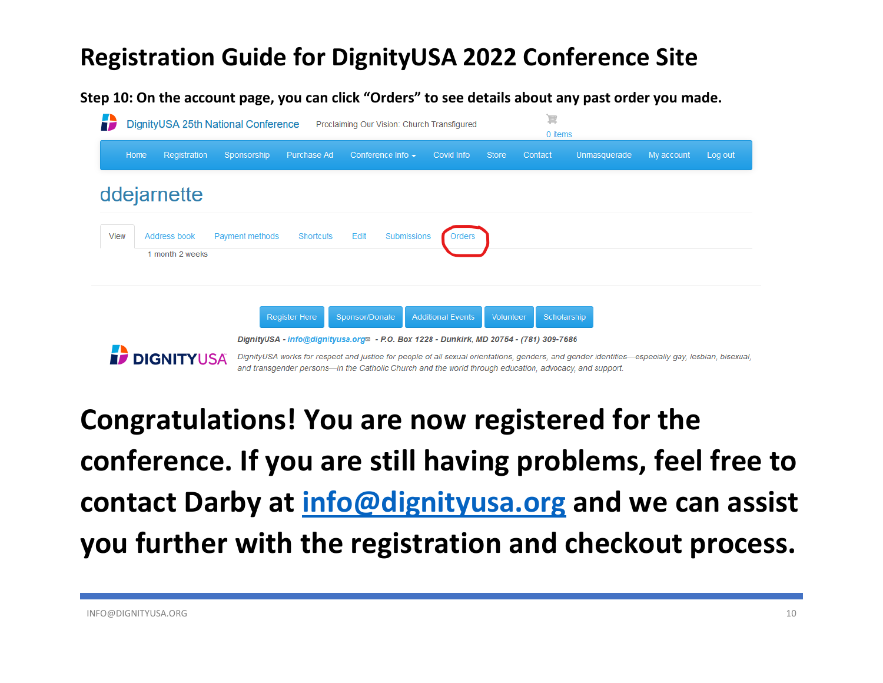# Registration Guide for DignityUSA 2022 Conference Site

**Step 10: On the account page, you can click "Orders" to see details about any past order you made.**

DignityUSA 25th National Conference

Proclaiming Our Vision: Church Transfigured

0 items

Home | Registration | Sponsorship | Purchase Ad | Conference Info | Covid Info | Store | Contact | Unmasquerade | My account | Log out

ddejarnette

View | Address book | Payment methods | Shortcuts | Edit | Submissions | Orders

1 month 2 weeks

Register Here | Sponsor/Donate | Additional Events | Volunteer | Scholarship

DIGNITYUSA

*DignityUSA - info@dignityusa.org - P.O. Box 1228 - Dunkirk, MD 20754 - (781) 309-7686*

*DignityUSA works for respect and justice for people of all sexual orientations, genders, and gender identities—especially gay, lesbian, bisexual, and transgender persons—in the Catholic Church and the world through education, advocacy, and support.*

**Congratulations! You are now registered for the conference. If you are still having problems, feel free to contact Darby at [info@dignityusa.org](mailto:info@dignityusa.org) and we can assist you further with the registration and checkout process.**